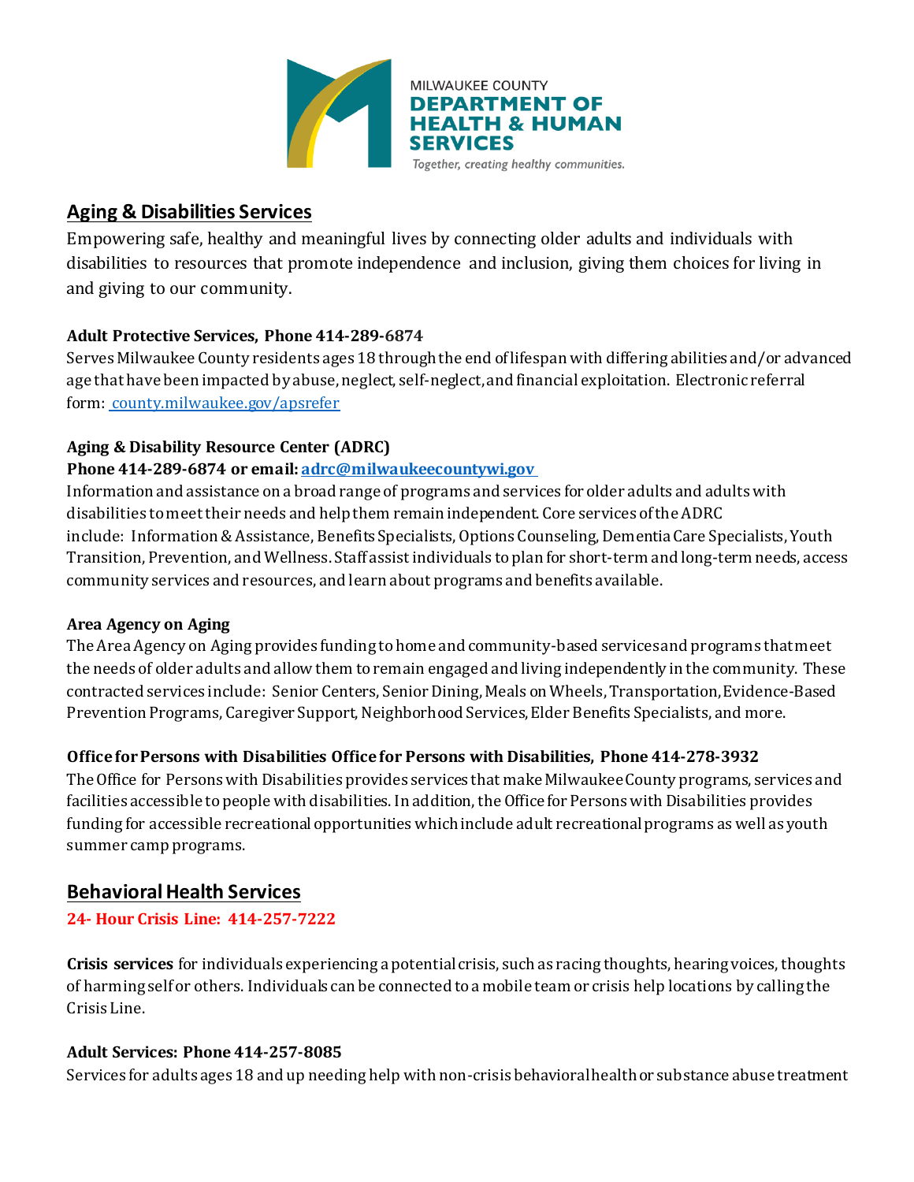MILWAUKEE COUNTY
**DEPARTMENT OF HEALTH & HUMAN SERVICES**
*Together, creating healthy communities.*

## Aging & Disabilities Services

Empowering safe, healthy and meaningful lives by connecting older adults and individuals with disabilities to resources that promote independence and inclusion, giving them choices for living in and giving to our community.

**Adult Protective Services, Phone 414-289-6874**

Serves Milwaukee County residents ages 18 through the end of lifespan with differing abilities and/or advanced age that have been impacted by abuse, neglect, self-neglect, and financial exploitation. Electronic referral form: county.milwaukee.gov/apsrefer

**Aging & Disability Resource Center (ADRC)**
**Phone 414-289-6874 or email: adrc@milwaukeecountywi.gov**

Information and assistance on a broad range of programs and services for older adults and adults with disabilities to meet their needs and help them remain independent. Core services of the ADRC include: Information & Assistance, Benefits Specialists, Options Counseling, Dementia Care Specialists, Youth Transition, Prevention, and Wellness. Staff assist individuals to plan for short-term and long-term needs, access community services and resources, and learn about programs and benefits available.

**Area Agency on Aging**

The Area Agency on Aging provides funding to home and community-based services and programs that meet the needs of older adults and allow them to remain engaged and living independently in the community. These contracted services include: Senior Centers, Senior Dining, Meals on Wheels, Transportation, Evidence-Based Prevention Programs, Caregiver Support, Neighborhood Services, Elder Benefits Specialists, and more.

**Office for Persons with Disabilities Office for Persons with Disabilities, Phone 414-278-3932**

The Office for Persons with Disabilities provides services that make Milwaukee County programs, services and facilities accessible to people with disabilities. In addition, the Office for Persons with Disabilities provides funding for accessible recreational opportunities which include adult recreational programs as well as youth summer camp programs.

## Behavioral Health Services

**24- Hour Crisis Line: 414-257-7222**

**Crisis services** for individuals experiencing a potential crisis, such as racing thoughts, hearing voices, thoughts of harming self or others. Individuals can be connected to a mobile team or crisis help locations by calling the Crisis Line.

**Adult Services: Phone 414-257-8085**

Services for adults ages 18 and up needing help with non-crisis behavioral health or substance abuse treatment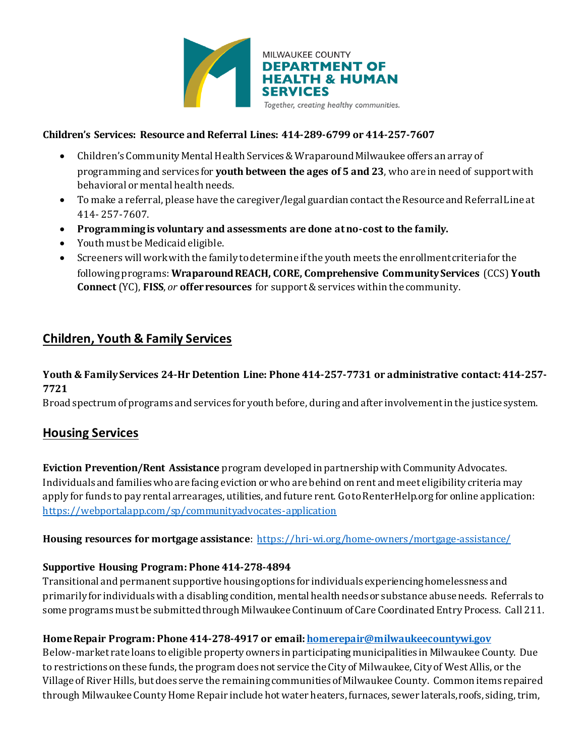**Children's Services: Resource and Referral Lines: 414-289-6799 or 414-257-7607**

- Children's Community Mental Health Services & Wraparound Milwaukee offers an array of programming and services for **youth between the ages of 5 and 23**, who are in need of support with behavioral or mental health needs.
- To make a referral, please have the caregiver/legal guardian contact the Resource and Referral Line at 414- 257-7607.
- **Programming is voluntary and assessments are done at no-cost to the family.**
- Youth must be Medicaid eligible.
- Screeners will work with the family to determine if the youth meets the enrollment criteria for the following programs: **Wraparound REACH, CORE, Comprehensive Community Services** (CCS) **Youth Connect** (YC), **FISS**, *or* **offer resources** for support & services within the community.

## Children, Youth & Family Services

**Youth & Family Services 24-Hr Detention Line: Phone 414-257-7731 or administrative contact: 414-257-7721**

Broad spectrum of programs and services for youth before, during and after involvement in the justice system.

## Housing Services

**Eviction Prevention/Rent Assistance** program developed in partnership with Community Advocates. Individuals and families who are facing eviction or who are behind on rent and meet eligibility criteria may apply for funds to pay rental arrearages, utilities, and future rent. Go to RenterHelp.org for online application: https://webportalapp.com/sp/communityadvocates-application

**Housing resources for mortgage assistance**: https://hri-wi.org/home-owners/mortgage-assistance/

**Supportive Housing Program: Phone 414-278-4894**

Transitional and permanent supportive housing options for individuals experiencing homelessness and primarily for individuals with a disabling condition, mental health needs or substance abuse needs. Referrals to some programs must be submitted through Milwaukee Continuum of Care Coordinated Entry Process. Call 211.

**Home Repair Program: Phone 414-278-4917 or email: homerepair@milwaukeecountywi.gov**

Below-market rate loans to eligible property owners in participating municipalities in Milwaukee County. Due to restrictions on these funds, the program does not service the City of Milwaukee, City of West Allis, or the Village of River Hills, but does serve the remaining communities of Milwaukee County. Common items repaired through Milwaukee County Home Repair include hot water heaters, furnaces, sewer laterals, roofs, siding, trim,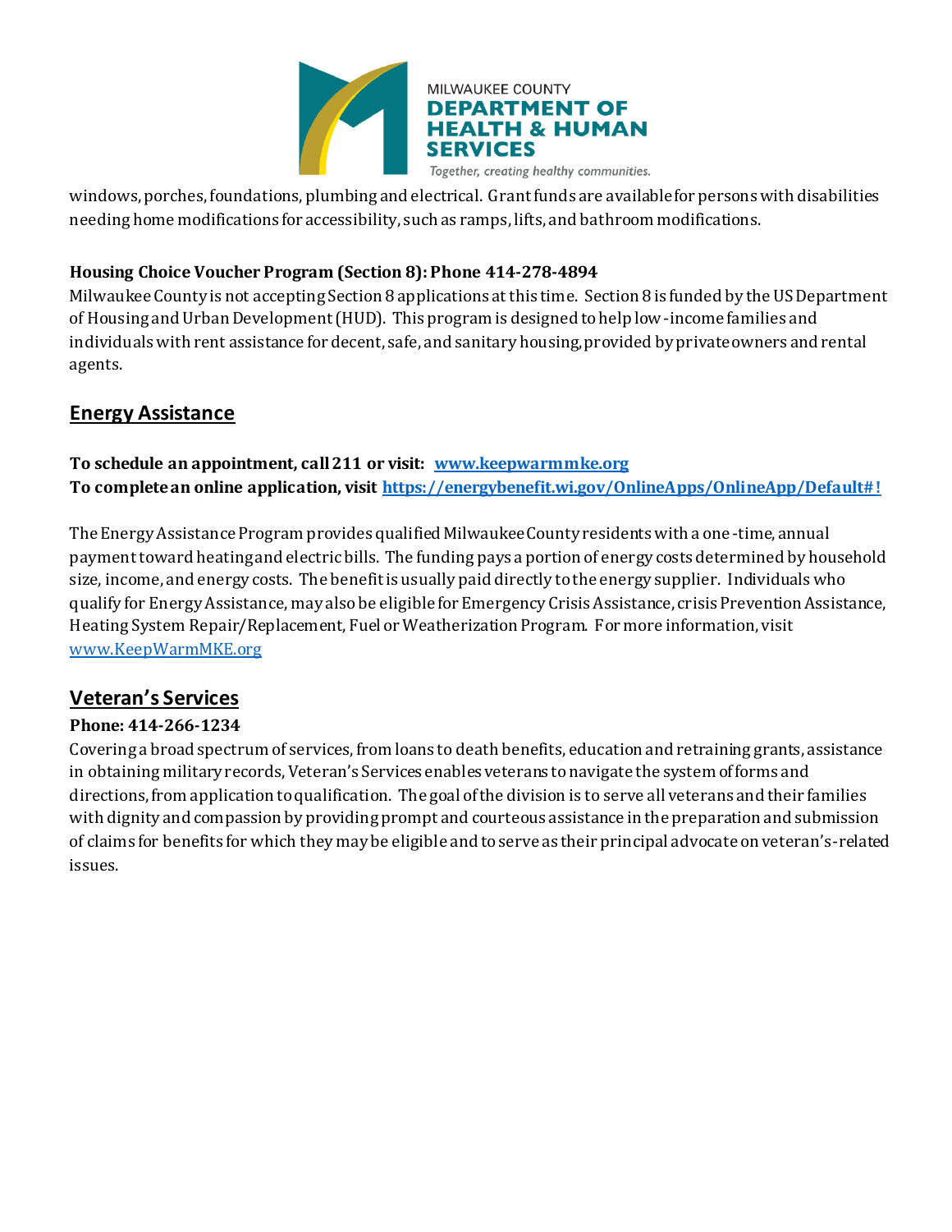windows, porches, foundations, plumbing and electrical. Grant funds are available for persons with disabilities needing home modifications for accessibility, such as ramps, lifts, and bathroom modifications.

**Housing Choice Voucher Program (Section 8): Phone 414-278-4894**

Milwaukee County is not accepting Section 8 applications at this time. Section 8 is funded by the US Department of Housing and Urban Development (HUD). This program is designed to help low-income families and individuals with rent assistance for decent, safe, and sanitary housing, provided by private owners and rental agents.

## Energy Assistance

**To schedule an appointment, call 211 or visit: [www.keepwarmmke.org](http://www.keepwarmmke.org)**
**To complete an online application, visit [https://energybenefit.wi.gov/OnlineApps/OnlineApp/Default#!](https://energybenefit.wi.gov/OnlineApps/OnlineApp/Default#!)**

The Energy Assistance Program provides qualified Milwaukee County residents with a one-time, annual payment toward heating and electric bills. The funding pays a portion of energy costs determined by household size, income, and energy costs. The benefit is usually paid directly to the energy supplier. Individuals who qualify for Energy Assistance, may also be eligible for Emergency Crisis Assistance, crisis Prevention Assistance, Heating System Repair/Replacement, Fuel or Weatherization Program. For more information, visit [www.KeepWarmMKE.org](http://www.KeepWarmMKE.org)

## Veteran's Services

**Phone: 414-266-1234**

Covering a broad spectrum of services, from loans to death benefits, education and retraining grants, assistance in obtaining military records, Veteran's Services enables veterans to navigate the system of forms and directions, from application to qualification. The goal of the division is to serve all veterans and their families with dignity and compassion by providing prompt and courteous assistance in the preparation and submission of claims for benefits for which they may be eligible and to serve as their principal advocate on veteran's-related issues.